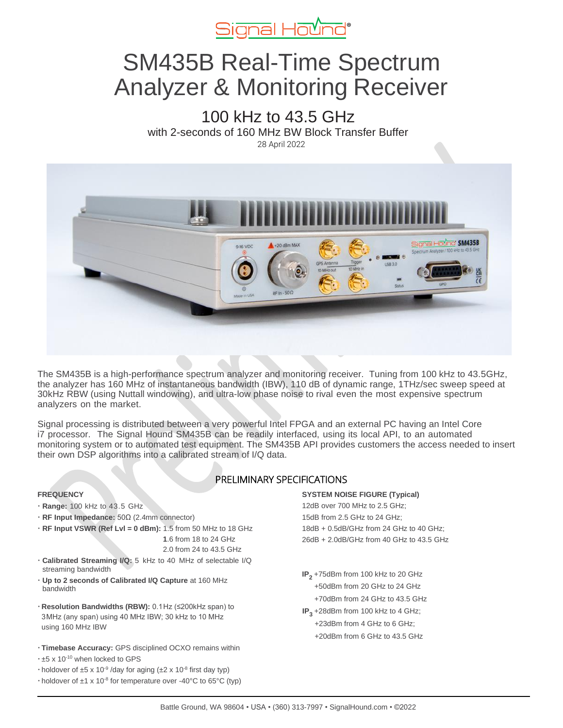Signal Hound®

# SM435B Real-Time Spectrum Analyzer & Monitoring Receiver

## 100 kHz to 43.5 GHz

with 2-seconds of 160 MHz BW Block Transfer Buffer

28 April 2022

The SM435B is a high-performance spectrum analyzer and monitoring receiver. Tuning from 100 kHz to 43.5GHz, the analyzer has 160 MHz of instantaneous bandwidth (IBW), 110 dB of dynamic range, 1THz/sec sweep speed at 30kHz RBW (using Nuttall windowing), and ultra-low phase noise to rival even the most expensive spectrum analyzers on the market.

Signal processing is distributed between a very powerful Intel FPGA and an external PC having an Intel Core i7 processor. The Signal Hound SM435B can be readily interfaced, using its local API, to an automated monitoring system or to automated test equipment. The SM435B API provides customers the access needed to insert their own DSP algorithms into a calibrated stream of I/Q data.

## PRELIMINARY SPECIFICATIONS

**FREQUENCY**

- **Range:** 100 kHz to 43.5 GHz
- **RF Input Impedance:** 50Ω (2.4mm connector)
- **RF Input VSWR (Ref Lvl = 0 dBm):** 1.5 from 50 MHz to 18 GHz
  1.6 from 18 to 24 GHz
  2.0 from 24 to 43.5 GHz
- **Calibrated Streaming I/Q:** 5 kHz to 40 MHz of selectable I/Q streaming bandwidth
- **Up to 2 seconds of Calibrated I/Q Capture** at 160 MHz bandwidth
- **Resolution Bandwidths (RBW):** 0.1Hz (≤200kHz span) to 3MHz (any span) using 40 MHz IBW; 30 kHz to 10 MHz using 160 MHz IBW
- **Timebase Accuracy:** GPS disciplined OCXO remains within
- ±5 x $10^{-10}$ when locked to GPS
- holdover of ±5 x $10^{-9}$ /day for aging (±2 x $10^{-8}$ first day typ)
- holdover of ±1 x $10^{-8}$ for temperature over -40°C to 65°C (typ)

**SYSTEM NOISE FIGURE (Typical)**

12dB over 700 MHz to 2.5 GHz;
15dB from 2.5 GHz to 24 GHz;
18dB + 0.5dB/GHz from 24 GHz to 40 GHz;
26dB + 2.0dB/GHz from 40 GHz to 43.5 GHz

**$IP_2$** +75dBm from 100 kHz to 20 GHz
+50dBm from 20 GHz to 24 GHz
+70dBm from 24 GHz to 43.5 GHz

**$IP_3$** +28dBm from 100 kHz to 4 GHz;
+23dBm from 4 GHz to 6 GHz;
+20dBm from 6 GHz to 43.5 GHz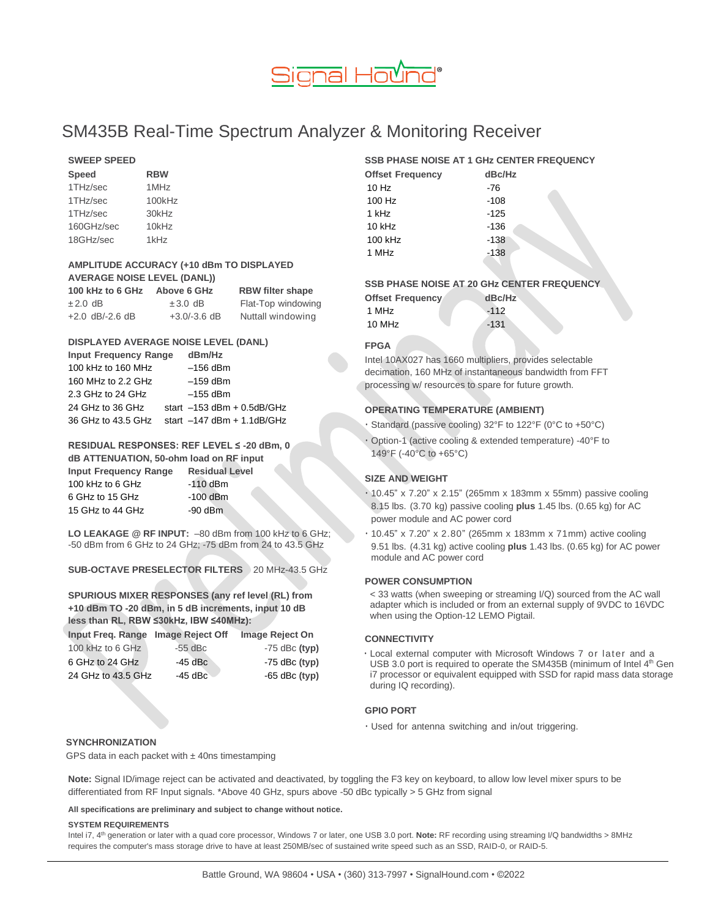# SM435B Real-Time Spectrum Analyzer & Monitoring Receiver

### SWEEP SPEED

| Speed | RBW |
|---|---|
| 1THz/sec | 1MHz |
| 1THz/sec | 100kHz |
| 1THz/sec | 30kHz |
| 160GHz/sec | 10kHz |
| 18GHz/sec | 1kHz |

### AMPLITUDE ACCURACY (+10 dBm TO DISPLAYED AVERAGE NOISE LEVEL (DANL))

| 100 kHz to 6 GHz | Above 6 GHz | RBW filter shape |
|---|---|---|
| ±2.0 dB | ±3.0 dB | Flat-Top windowing |
| +2.0 dB/-2.6 dB | +3.0/-3.6 dB | Nuttall windowing |

### DISPLAYED AVERAGE NOISE LEVEL (DANL)

| Input Frequency Range | dBm/Hz |
|---|---|
| 100 kHz to 160 MHz | –156 dBm |
| 160 MHz to 2.2 GHz | –159 dBm |
| 2.3 GHz to 24 GHz | –155 dBm |
| 24 GHz to 36 GHz | start –153 dBm + 0.5dB/GHz |
| 36 GHz to 43.5 GHz | start –147 dBm + 1.1dB/GHz |

### RESIDUAL RESPONSES: REF LEVEL ≤ -20 dBm, 0 dB ATTENUATION, 50-ohm load on RF input

| Input Frequency Range | Residual Level |
|---|---|
| 100 kHz to 6 GHz | -110 dBm |
| 6 GHz to 15 GHz | -100 dBm |
| 15 GHz to 44 GHz | -90 dBm |

**LO LEAKAGE @ RF INPUT:** –80 dBm from 100 kHz to 6 GHz; -50 dBm from 6 GHz to 24 GHz; -75 dBm from 24 to 43.5 GHz

**SUB-OCTAVE PRESELECTOR FILTERS** 20 MHz-43.5 GHz

### SPURIOUS MIXER RESPONSES (any ref level (RL) from +10 dBm TO -20 dBm, in 5 dB increments, input 10 dB less than RL, RBW ≤30kHz, IBW ≤40MHz):

| Input Freq. Range | Image Reject Off | Image Reject On |
|---|---|---|
| 100 kHz to 6 GHz | -55 dBc | -75 dBc **(typ)** |
| 6 GHz to 24 GHz | -45 dBc | -75 dBc **(typ)** |
| 24 GHz to 43.5 GHz | -45 dBc | -65 dBc **(typ)** |

### SYNCHRONIZATION

GPS data in each packet with ± 40ns timestamping

### SSB PHASE NOISE AT 1 GHz CENTER FREQUENCY

| Offset Frequency | dBc/Hz |
|---|---|
| 10 Hz | -76 |
| 100 Hz | -108 |
| 1 kHz | -125 |
| 10 kHz | -136 |
| 100 kHz | -138 |
| 1 MHz | -138 |

### SSB PHASE NOISE AT 20 GHz CENTER FREQUENCY

| Offset Frequency | dBc/Hz |
|---|---|
| 1 MHz | -112 |
| 10 MHz | -131 |

### FPGA

Intel 10AX027 has 1660 multipliers, provides selectable decimation, 160 MHz of instantaneous bandwidth from FFT processing w/ resources to spare for future growth.

### OPERATING TEMPERATURE (AMBIENT)

- Standard (passive cooling) 32°F to 122°F (0°C to +50°C)
- Option-1 (active cooling & extended temperature) -40°F to 149°F (-40°C to +65°C)

### SIZE AND WEIGHT

- 10.45" x 7.20" x 2.15" (265mm x 183mm x 55mm) passive cooling 8.15 lbs. (3.70 kg) passive cooling **plus** 1.45 lbs. (0.65 kg) for AC power module and AC power cord
- 10.45" x 7.20" x 2.80" (265mm x 183mm x 71mm) active cooling 9.51 lbs. (4.31 kg) active cooling **plus** 1.43 lbs. (0.65 kg) for AC power module and AC power cord

### POWER CONSUMPTION

< 33 watts (when sweeping or streaming I/Q) sourced from the AC wall adapter which is included or from an external supply of 9VDC to 16VDC when using the Option-12 LEMO Pigtail.

### CONNECTIVITY

- Local external computer with Microsoft Windows 7 or later and a USB 3.0 port is required to operate the SM435B (minimum of Intel 4th Gen i7 processor or equivalent equipped with SSD for rapid mass data storage during IQ recording).

### GPIO PORT

- Used for antenna switching and in/out triggering.

**Note:** Signal ID/image reject can be activated and deactivated, by toggling the F3 key on keyboard, to allow low level mixer spurs to be differentiated from RF Input signals. *Above 40 GHz, spurs above -50 dBc typically > 5 GHz from signal

**All specifications are preliminary and subject to change without notice.**

**SYSTEM REQUIREMENTS**

Intel i7, 4th generation or later with a quad core processor, Windows 7 or later, one USB 3.0 port. **Note:** RF recording using streaming I/Q bandwidths > 8MHz requires the computer's mass storage drive to have at least 250MB/sec of sustained write speed such as an SSD, RAID-0, or RAID-5.

Battle Ground, WA 98604 • USA • (360) 313-7997 • SignalHound.com • ©2022